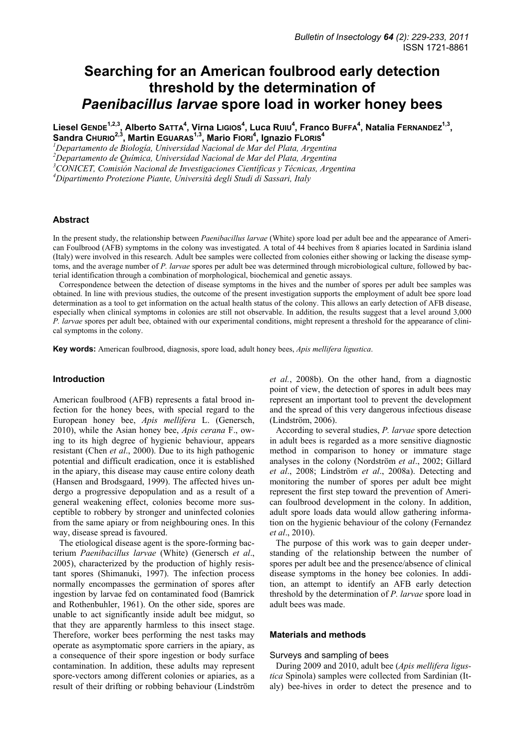# Searching for an American foulbrood early detection threshold by the determination of *Paenibacillus larvae* spore load in worker honey bees

Liesel GENDE[1,2,3], Alberto SATTA[4], Virna LIGIOS[4], Luca RUIU[4], Franco BUFFA[4], Natalia FERNANDEZ[1,3], Sandra CHURIO[2,3], Martin EGUARAS[1,3], Mario FIORI[4], Ignazio FLORIS[4]

[1]*Departamento de Biología, Universidad Nacional de Mar del Plata, Argentina*
[2]*Departamento de Química, Universidad Nacional de Mar del Plata, Argentina*
[3]*CONICET, Comisión Nacional de Investigaciones Científicas y Técnicas, Argentina*
[4]*Dipartimento Protezione Piante, Università degli Studi di Sassari, Italy*

## Abstract

In the present study, the relationship between *Paenibacillus larvae* (White) spore load per adult bee and the appearance of American Foulbrood (AFB) symptoms in the colony was investigated. A total of 44 beehives from 8 apiaries located in Sardinia island (Italy) were involved in this research. Adult bee samples were collected from colonies either showing or lacking the disease symptoms, and the average number of *P. larvae* spores per adult bee was determined through microbiological culture, followed by bacterial identification through a combination of morphological, biochemical and genetic assays.

Correspondence between the detection of disease symptoms in the hives and the number of spores per adult bee samples was obtained. In line with previous studies, the outcome of the present investigation supports the employment of adult bee spore load determination as a tool to get information on the actual health status of the colony. This allows an early detection of AFB disease, especially when clinical symptoms in colonies are still not observable. In addition, the results suggest that a level around 3,000 *P. larvae* spores per adult bee, obtained with our experimental conditions, might represent a threshold for the appearance of clinical symptoms in the colony.

**Key words:** American foulbrood, diagnosis, spore load, adult honey bees, *Apis mellifera ligustica*.

## Introduction

American foulbrood (AFB) represents a fatal brood infection for the honey bees, with special regard to the European honey bee, *Apis mellifera* L. (Genersch, 2010), while the Asian honey bee, *Apis cerana* F., owing to its high degree of hygienic behaviour, appears resistant (Chen *et al*., 2000). Due to its high pathogenic potential and difficult eradication, once it is established in the apiary, this disease may cause entire colony death (Hansen and Brodsgaard, 1999). The affected hives undergo a progressive depopulation and as a result of a general weakening effect, colonies become more susceptible to robbery by stronger and uninfected colonies from the same apiary or from neighbouring ones. In this way, disease spread is favoured.

The etiological disease agent is the spore-forming bacterium *Paenibacillus larvae* (White) (Genersch *et al*., 2005), characterized by the production of highly resistant spores (Shimanuki, 1997). The infection process normally encompasses the germination of spores after ingestion by larvae fed on contaminated food (Bamrick and Rothenbuhler, 1961). On the other side, spores are unable to act significantly inside adult bee midgut, so that they are apparently harmless to this insect stage. Therefore, worker bees performing the nest tasks may operate as asymptomatic spore carriers in the apiary, as a consequence of their spore ingestion or body surface contamination. In addition, these adults may represent spore-vectors among different colonies or apiaries, as a result of their drifting or robbing behaviour (Lindström *et al*., 2008b). On the other hand, from a diagnostic point of view, the detection of spores in adult bees may represent an important tool to prevent the development and the spread of this very dangerous infectious disease (Lindström, 2006).

According to several studies, *P. larvae* spore detection in adult bees is regarded as a more sensitive diagnostic method in comparison to honey or immature stage analyses in the colony (Nordström *et al*., 2002; Gillard *et al*., 2008; Lindström *et al*., 2008a). Detecting and monitoring the number of spores per adult bee might represent the first step toward the prevention of American foulbrood development in the colony. In addition, adult spore loads data would allow gathering information on the hygienic behaviour of the colony (Fernandez *et al*., 2010).

The purpose of this work was to gain deeper understanding of the relationship between the number of spores per adult bee and the presence/absence of clinical disease symptoms in the honey bee colonies. In addition, an attempt to identify an AFB early detection threshold by the determination of *P. larvae* spore load in adult bees was made.

## Materials and methods

### Surveys and sampling of bees

During 2009 and 2010, adult bee (*Apis mellifera ligustica* Spinola) samples were collected from Sardinian (Italy) bee-hives in order to detect the presence and to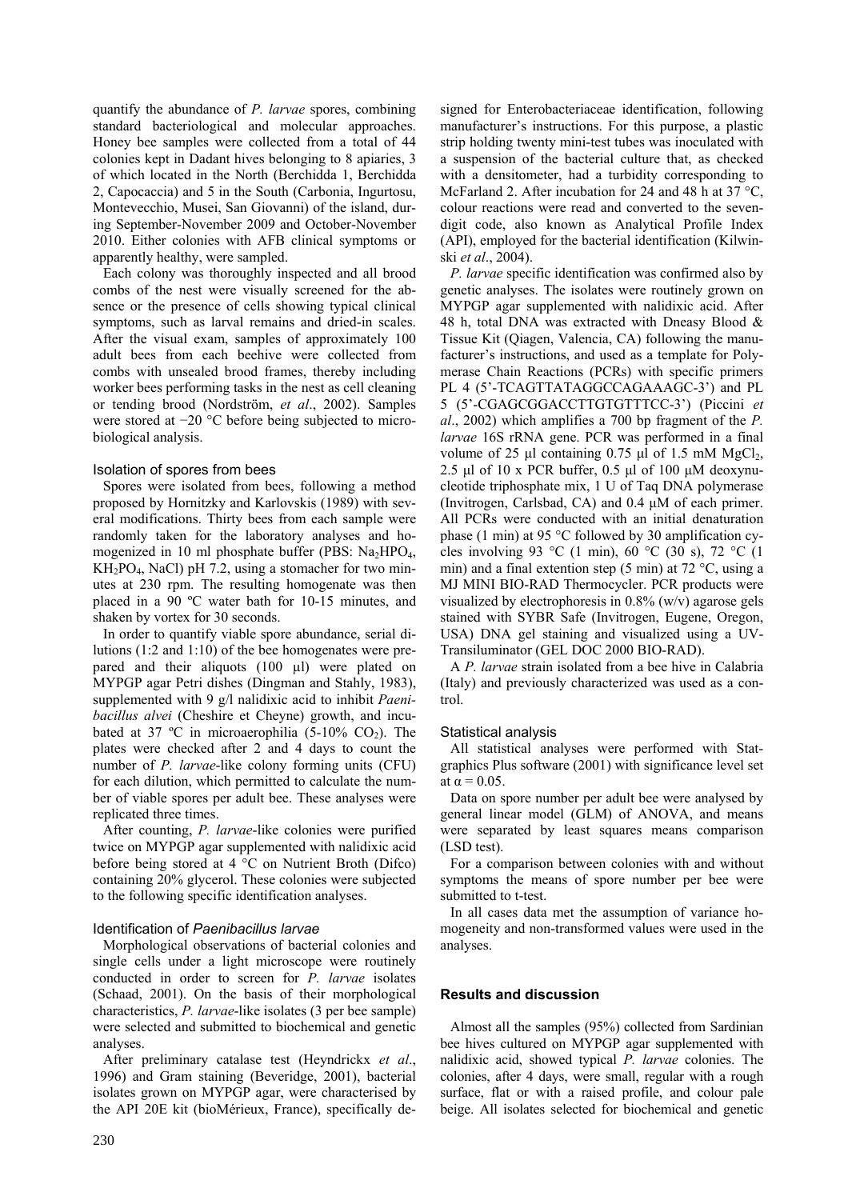quantify the abundance of *P. larvae* spores, combining standard bacteriological and molecular approaches. Honey bee samples were collected from a total of 44 colonies kept in Dadant hives belonging to 8 apiaries, 3 of which located in the North (Berchidda 1, Berchidda 2, Capocaccia) and 5 in the South (Carbonia, Ingurtosu, Montevecchio, Musei, San Giovanni) of the island, during September-November 2009 and October-November 2010. Either colonies with AFB clinical symptoms or apparently healthy, were sampled.

Each colony was thoroughly inspected and all brood combs of the nest were visually screened for the absence or the presence of cells showing typical clinical symptoms, such as larval remains and dried-in scales. After the visual exam, samples of approximately 100 adult bees from each beehive were collected from combs with unsealed brood frames, thereby including worker bees performing tasks in the nest as cell cleaning or tending brood (Nordström, *et al*., 2002). Samples were stored at −20 °C before being subjected to microbiological analysis.

### Isolation of spores from bees

Spores were isolated from bees, following a method proposed by Hornitzky and Karlovskis (1989) with several modifications. Thirty bees from each sample were randomly taken for the laboratory analyses and homogenized in 10 ml phosphate buffer (PBS: $Na_2HPO_4$, $KH_2PO_4$, NaCl) pH 7.2, using a stomacher for two minutes at 230 rpm. The resulting homogenate was then placed in a 90 ºC water bath for 10-15 minutes, and shaken by vortex for 30 seconds.

In order to quantify viable spore abundance, serial dilutions (1:2 and 1:10) of the bee homogenates were prepared and their aliquots (100 µl) were plated on MYPGP agar Petri dishes (Dingman and Stahly, 1983), supplemented with 9 g/l nalidixic acid to inhibit *Paenibacillus alvei* (Cheshire et Cheyne) growth, and incubated at 37 ºC in microaerophilia (5-10% $CO_2$). The plates were checked after 2 and 4 days to count the number of *P. larvae*-like colony forming units (CFU) for each dilution, which permitted to calculate the number of viable spores per adult bee. These analyses were replicated three times.

After counting, *P. larvae*-like colonies were purified twice on MYPGP agar supplemented with nalidixic acid before being stored at 4 °C on Nutrient Broth (Difco) containing 20% glycerol. These colonies were subjected to the following specific identification analyses.

### Identification of *Paenibacillus larvae*

Morphological observations of bacterial colonies and single cells under a light microscope were routinely conducted in order to screen for *P. larvae* isolates (Schaad, 2001). On the basis of their morphological characteristics, *P. larvae*-like isolates (3 per bee sample) were selected and submitted to biochemical and genetic analyses.

After preliminary catalase test (Heyndrickx *et al*., 1996) and Gram staining (Beveridge, 2001), bacterial isolates grown on MYPGP agar, were characterised by the API 20E kit (bioMérieux, France), specifically designed for Enterobacteriaceae identification, following manufacturer's instructions. For this purpose, a plastic strip holding twenty mini-test tubes was inoculated with a suspension of the bacterial culture that, as checked with a densitometer, had a turbidity corresponding to McFarland 2. After incubation for 24 and 48 h at 37 °C, colour reactions were read and converted to the seven-digit code, also known as Analytical Profile Index (API), employed for the bacterial identification (Kilwinski *et al*., 2004).

*P. larvae* specific identification was confirmed also by genetic analyses. The isolates were routinely grown on MYPGP agar supplemented with nalidixic acid. After 48 h, total DNA was extracted with Dneasy Blood & Tissue Kit (Qiagen, Valencia, CA) following the manufacturer's instructions, and used as a template for Polymerase Chain Reactions (PCRs) with specific primers PL 4 (5'-TCAGTTATAGGCCAGAAAGC-3') and PL 5 (5'-CGAGCGGACCTTGTGTTTCC-3') (Piccini *et al*., 2002) which amplifies a 700 bp fragment of the *P. larvae* 16S rRNA gene. PCR was performed in a final volume of 25 µl containing 0.75 µl of 1.5 mM $MgCl_2$, 2.5 µl of 10 x PCR buffer, 0.5 µl of 100 µM deoxynucleotide triphosphate mix, 1 U of Taq DNA polymerase (Invitrogen, Carlsbad, CA) and 0.4 µM of each primer. All PCRs were conducted with an initial denaturation phase (1 min) at 95 °C followed by 30 amplification cycles involving 93 °C (1 min), 60 °C (30 s), 72 °C (1 min) and a final extention step (5 min) at 72 °C, using a MJ MINI BIO-RAD Thermocycler. PCR products were visualized by electrophoresis in 0.8% (w/v) agarose gels stained with SYBR Safe (Invitrogen, Eugene, Oregon, USA) DNA gel staining and visualized using a UV-Transiluminator (GEL DOC 2000 BIO-RAD).

A *P. larvae* strain isolated from a bee hive in Calabria (Italy) and previously characterized was used as a control.

### Statistical analysis

All statistical analyses were performed with Statgraphics Plus software (2001) with significance level set at $\alpha = 0.05$.

Data on spore number per adult bee were analysed by general linear model (GLM) of ANOVA, and means were separated by least squares means comparison (LSD test).

For a comparison between colonies with and without symptoms the means of spore number per bee were submitted to t-test.

In all cases data met the assumption of variance homogeneity and non-transformed values were used in the analyses.

## Results and discussion

Almost all the samples (95%) collected from Sardinian bee hives cultured on MYPGP agar supplemented with nalidixic acid, showed typical *P. larvae* colonies. The colonies, after 4 days, were small, regular with a rough surface, flat or with a raised profile, and colour pale beige. All isolates selected for biochemical and genetic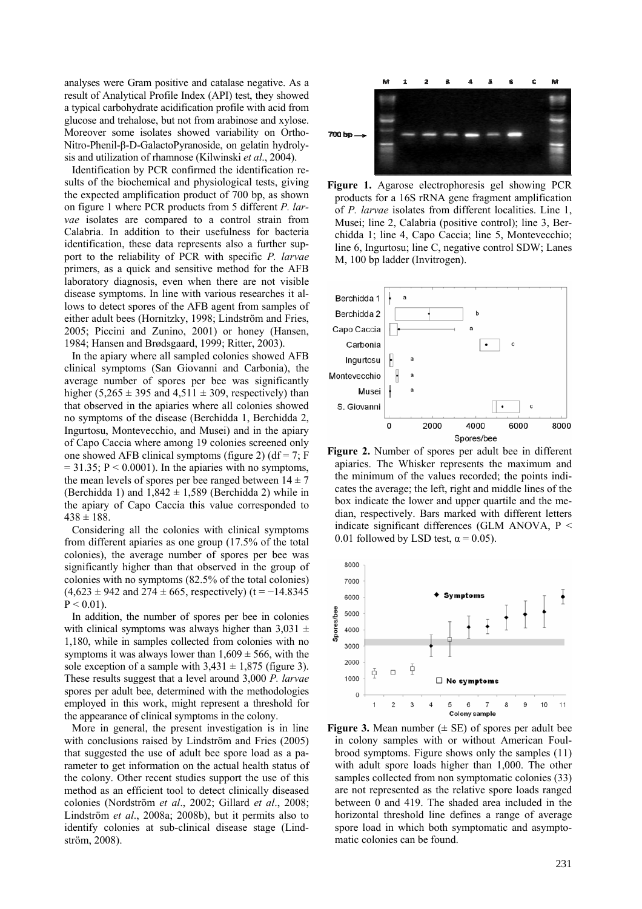analyses were Gram positive and catalase negative. As a result of Analytical Profile Index (API) test, they showed a typical carbohydrate acidification profile with acid from glucose and trehalose, but not from arabinose and xylose. Moreover some isolates showed variability on Ortho-Nitro-Phenil-β-D-GalactoPyranoside, on gelatin hydrolysis and utilization of rhamnose (Kilwinski *et al*., 2004).

Identification by PCR confirmed the identification results of the biochemical and physiological tests, giving the expected amplification product of 700 bp, as shown on figure 1 where PCR products from 5 different *P. larvae* isolates are compared to a control strain from Calabria. In addition to their usefulness for bacteria identification, these data represents also a further support to the reliability of PCR with specific *P. larvae* primers, as a quick and sensitive method for the AFB laboratory diagnosis, even when there are not visible disease symptoms. In line with various researches it allows to detect spores of the AFB agent from samples of either adult bees (Hornitzky, 1998; Lindström and Fries, 2005; Piccini and Zunino, 2001) or honey (Hansen, 1984; Hansen and Brødsgaard, 1999; Ritter, 2003).

In the apiary where all sampled colonies showed AFB clinical symptoms (San Giovanni and Carbonia), the average number of spores per bee was significantly higher (5,265 ± 395 and 4,511 ± 309, respectively) than that observed in the apiaries where all colonies showed no symptoms of the disease (Berchidda 1, Berchidda 2, Ingurtosu, Montevecchio, and Musei) and in the apiary of Capo Caccia where among 19 colonies screened only one showed AFB clinical symptoms (figure 2) (df = 7; F = 31.35; $P < 0.0001$). In the apiaries with no symptoms, the mean levels of spores per bee ranged between 14 ± 7 (Berchidda 1) and 1,842 ± 1,589 (Berchidda 2) while in the apiary of Capo Caccia this value corresponded to 438 ± 188.

Considering all the colonies with clinical symptoms from different apiaries as one group (17.5% of the total colonies), the average number of spores per bee was significantly higher than that observed in the group of colonies with no symptoms (82.5% of the total colonies) (4,623 ± 942 and 274 ± 665, respectively) ($t = -14.8345$ $P < 0.01$).

In addition, the number of spores per bee in colonies with clinical symptoms was always higher than 3,031 ± 1,180, while in samples collected from colonies with no symptoms it was always lower than 1,609 ± 566, with the sole exception of a sample with 3,431 ± 1,875 (figure 3). These results suggest that a level around 3,000 *P. larvae* spores per adult bee, determined with the methodologies employed in this work, might represent a threshold for the appearance of clinical symptoms in the colony.

More in general, the present investigation is in line with conclusions raised by Lindström and Fries (2005) that suggested the use of adult bee spore load as a parameter to get information on the actual health status of the colony. Other recent studies support the use of this method as an efficient tool to detect clinically diseased colonies (Nordström *et al*., 2002; Gillard *et al*., 2008; Lindström *et al*., 2008a; 2008b), but it permits also to identify colonies at sub-clinical disease stage (Lindström, 2008).

**Figure 1.** Agarose electrophoresis gel showing PCR products for a 16S rRNA gene fragment amplification of *P. larvae* isolates from different localities. Line 1, Musei; line 2, Calabria (positive control); line 3, Berchidda 1; line 4, Capo Caccia; line 5, Montevecchio; line 6, Ingurtosu; line C, negative control SDW; Lanes M, 100 bp ladder (Invitrogen).

**Figure 2.** Number of spores per adult bee in different apiaries. The Whisker represents the maximum and the minimum of the values recorded; the points indicates the average; the left, right and middle lines of the box indicate the lower and upper quartile and the median, respectively. Bars marked with different letters indicate significant differences (GLM ANOVA, $P < 0.01$ followed by LSD test, $\alpha = 0.05$).

**Figure 3.** Mean number (± SE) of spores per adult bee in colony samples with or without American Foulbrood symptoms. Figure shows only the samples (11) with adult spore loads higher than 1,000. The other samples collected from non symptomatic colonies (33) are not represented as the relative spore loads ranged between 0 and 419. The shaded area included in the horizontal threshold line defines a range of average spore load in which both symptomatic and asymptomatic colonies can be found.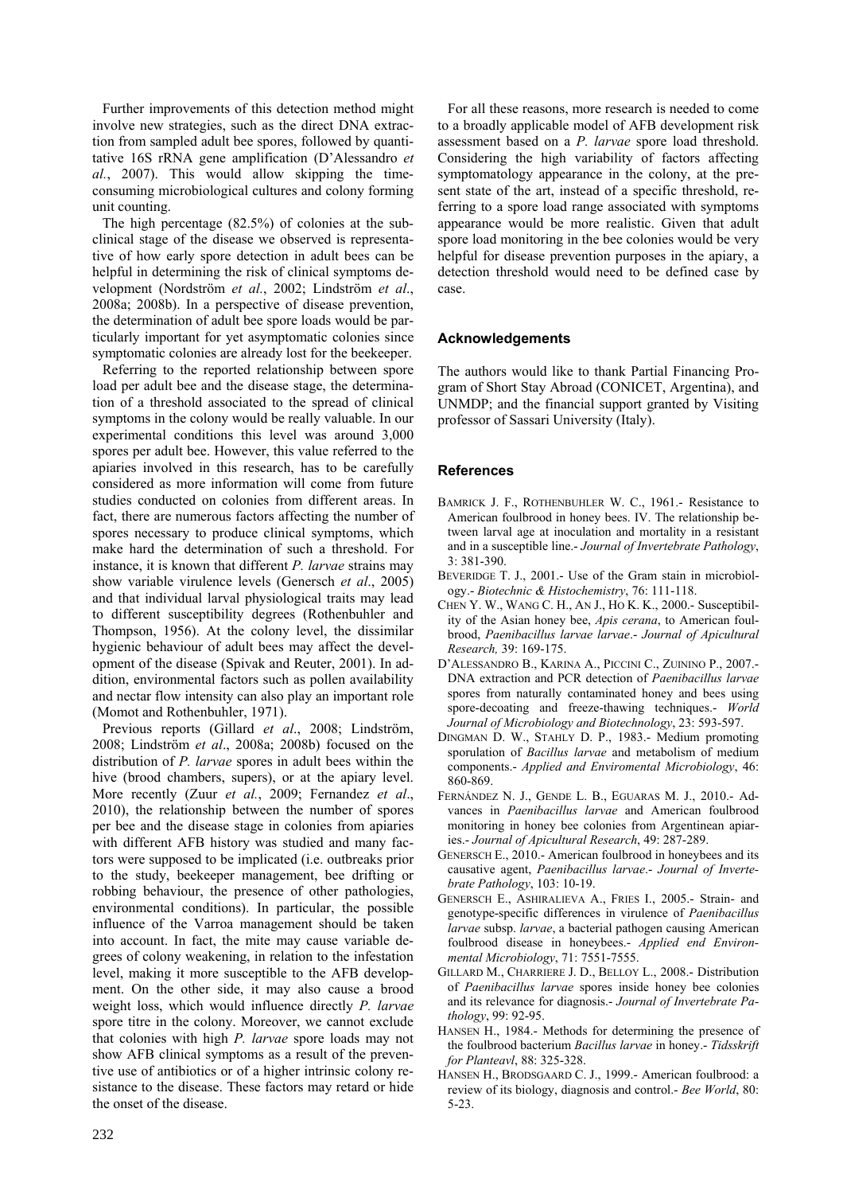Further improvements of this detection method might involve new strategies, such as the direct DNA extraction from sampled adult bee spores, followed by quantitative 16S rRNA gene amplification (D'Alessandro *et al.*, 2007). This would allow skipping the time-consuming microbiological cultures and colony forming unit counting.

The high percentage (82.5%) of colonies at the subclinical stage of the disease we observed is representative of how early spore detection in adult bees can be helpful in determining the risk of clinical symptoms development (Nordström *et al.*, 2002; Lindström *et al*., 2008a; 2008b). In a perspective of disease prevention, the determination of adult bee spore loads would be particularly important for yet asymptomatic colonies since symptomatic colonies are already lost for the beekeeper.

Referring to the reported relationship between spore load per adult bee and the disease stage, the determination of a threshold associated to the spread of clinical symptoms in the colony would be really valuable. In our experimental conditions this level was around 3,000 spores per adult bee. However, this value referred to the apiaries involved in this research, has to be carefully considered as more information will come from future studies conducted on colonies from different areas. In fact, there are numerous factors affecting the number of spores necessary to produce clinical symptoms, which make hard the determination of such a threshold. For instance, it is known that different *P. larvae* strains may show variable virulence levels (Genersch *et al*., 2005) and that individual larval physiological traits may lead to different susceptibility degrees (Rothenbuhler and Thompson, 1956). At the colony level, the dissimilar hygienic behaviour of adult bees may affect the development of the disease (Spivak and Reuter, 2001). In addition, environmental factors such as pollen availability and nectar flow intensity can also play an important role (Momot and Rothenbuhler, 1971).

Previous reports (Gillard *et al*., 2008; Lindström, 2008; Lindström *et al*., 2008a; 2008b) focused on the distribution of *P. larvae* spores in adult bees within the hive (brood chambers, supers), or at the apiary level. More recently (Zuur *et al.*, 2009; Fernandez *et al*., 2010), the relationship between the number of spores per bee and the disease stage in colonies from apiaries with different AFB history was studied and many factors were supposed to be implicated (i.e. outbreaks prior to the study, beekeeper management, bee drifting or robbing behaviour, the presence of other pathologies, environmental conditions). In particular, the possible influence of the Varroa management should be taken into account. In fact, the mite may cause variable degrees of colony weakening, in relation to the infestation level, making it more susceptible to the AFB development. On the other side, it may also cause a brood weight loss, which would influence directly *P. larvae* spore titre in the colony. Moreover, we cannot exclude that colonies with high *P. larvae* spore loads may not show AFB clinical symptoms as a result of the preventive use of antibiotics or of a higher intrinsic colony resistance to the disease. These factors may retard or hide the onset of the disease.

For all these reasons, more research is needed to come to a broadly applicable model of AFB development risk assessment based on a *P. larvae* spore load threshold. Considering the high variability of factors affecting symptomatology appearance in the colony, at the present state of the art, instead of a specific threshold, referring to a spore load range associated with symptoms appearance would be more realistic. Given that adult spore load monitoring in the bee colonies would be very helpful for disease prevention purposes in the apiary, a detection threshold would need to be defined case by case.

## Acknowledgements

The authors would like to thank Partial Financing Program of Short Stay Abroad (CONICET, Argentina), and UNMDP; and the financial support granted by Visiting professor of Sassari University (Italy).

## References

BAMRICK J. F., ROTHENBUHLER W. C., 1961.- Resistance to American foulbrood in honey bees. IV. The relationship between larval age at inoculation and mortality in a resistant and in a susceptible line.- *Journal of Invertebrate Pathology*, 3: 381-390.

BEVERIDGE T. J., 2001.- Use of the Gram stain in microbiology.- *Biotechnic & Histochemistry*, 76: 111-118.

CHEN Y. W., WANG C. H., AN J., HO K. K., 2000.- Susceptibility of the Asian honey bee, *Apis cerana*, to American foulbrood, *Paenibacillus larvae larvae*.- *Journal of Apicultural Research,* 39: 169-175.

D'ALESSANDRO B., KARINA A., PICCINI C., ZUININO P., 2007.- DNA extraction and PCR detection of *Paenibacillus larvae* spores from naturally contaminated honey and bees using spore-decoating and freeze-thawing techniques.- *World Journal of Microbiology and Biotechnology*, 23: 593-597.

DINGMAN D. W., STAHLY D. P., 1983.- Medium promoting sporulation of *Bacillus larvae* and metabolism of medium components.- *Applied and Enviromental Microbiology*, 46: 860-869.

FERNÁNDEZ N. J., GENDE L. B., EGUARAS M. J., 2010.- Advances in *Paenibacillus larvae* and American foulbrood monitoring in honey bee colonies from Argentinean apiaries.- *Journal of Apicultural Research*, 49: 287-289.

GENERSCH E., 2010.- American foulbrood in honeybees and its causative agent, *Paenibacillus larvae*.- *Journal of Invertebrate Pathology*, 103: 10-19.

GENERSCH E., ASHIRALIEVA A., FRIES I., 2005.- Strain- and genotype-specific differences in virulence of *Paenibacillus larvae* subsp. *larvae*, a bacterial pathogen causing American foulbrood disease in honeybees.- *Applied end Environmental Microbiology*, 71: 7551-7555.

GILLARD M., CHARRIERE J. D., BELLOY L., 2008.- Distribution of *Paenibacillus larvae* spores inside honey bee colonies and its relevance for diagnosis.- *Journal of Invertebrate Pathology*, 99: 92-95.

HANSEN H., 1984.- Methods for determining the presence of the foulbrood bacterium *Bacillus larvae* in honey.- *Tidsskrift for Planteavl*, 88: 325-328.

HANSEN H., BRODSGAARD C. J., 1999.- American foulbrood: a review of its biology, diagnosis and control.- *Bee World*, 80: 5-23.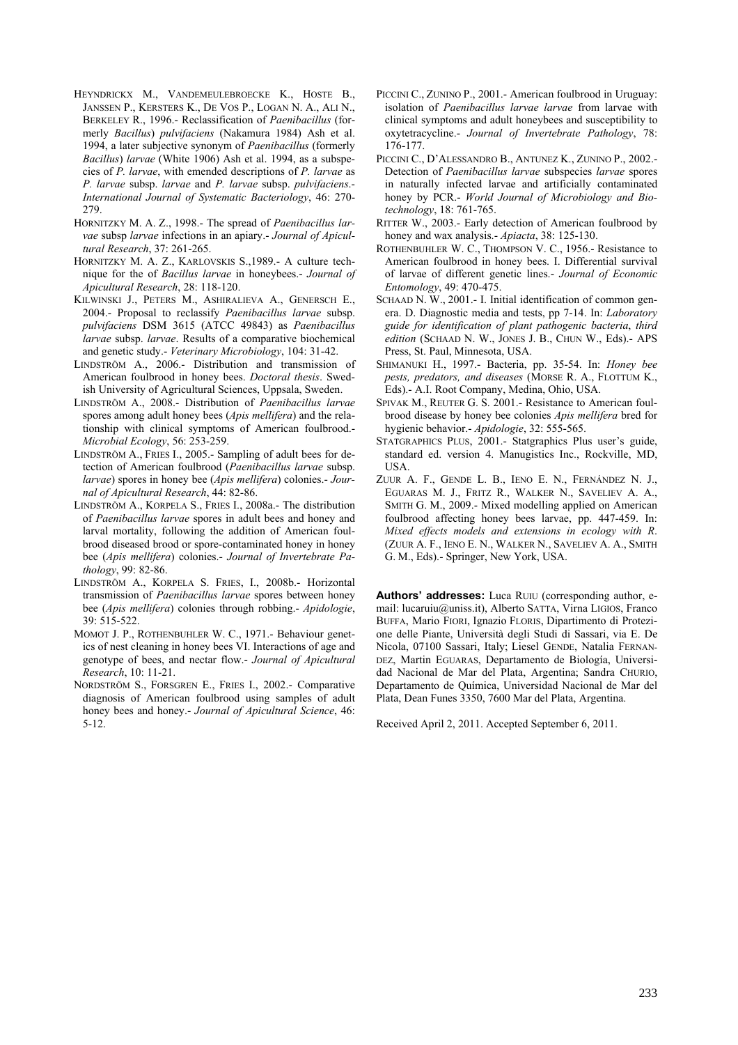HEYNDRICKX M., VANDEMEULEBROECKE K., HOSTE B., JANSSEN P., KERSTERS K., DE VOS P., LOGAN N. A., ALI N., BERKELEY R., 1996.- Reclassification of *Paenibacillus* (formerly *Bacillus*) *pulvifaciens* (Nakamura 1984) Ash et al. 1994, a later subjective synonym of *Paenibacillus* (formerly *Bacillus*) *larvae* (White 1906) Ash et al. 1994, as a subspecies of *P. larvae*, with emended descriptions of *P. larvae* as *P. larvae* subsp. *larvae* and *P. larvae* subsp. *pulvifaciens*.- *International Journal of Systematic Bacteriology*, 46: 270-279.

HORNITZKY M. A. Z., 1998.- The spread of *Paenibacillus larvae* subsp *larvae* infections in an apiary.- *Journal of Apicultural Research*, 37: 261-265.

HORNITZKY M. A. Z., KARLOVSKIS S.,1989.- A culture technique for the of *Bacillus larvae* in honeybees.- *Journal of Apicultural Research*, 28: 118-120.

KILWINSKI J., PETERS M., ASHIRALIEVA A., GENERSCH E., 2004.- Proposal to reclassify *Paenibacillus larvae* subsp. *pulvifaciens* DSM 3615 (ATCC 49843) as *Paenibacillus larvae* subsp. *larvae*. Results of a comparative biochemical and genetic study.- *Veterinary Microbiology*, 104: 31-42.

LINDSTRÖM A., 2006.- Distribution and transmission of American foulbrood in honey bees. *Doctoral thesis*. Swedish University of Agricultural Sciences, Uppsala, Sweden.

LINDSTRÖM A., 2008.- Distribution of *Paenibacillus larvae* spores among adult honey bees (*Apis mellifera*) and the relationship with clinical symptoms of American foulbrood.- *Microbial Ecology*, 56: 253-259.

LINDSTRÖM A., FRIES I., 2005.- Sampling of adult bees for detection of American foulbrood (*Paenibacillus larvae* subsp. *larvae*) spores in honey bee (*Apis mellifera*) colonies.- *Journal of Apicultural Research*, 44: 82-86.

LINDSTRÖM A., KORPELA S., FRIES I., 2008a.- The distribution of *Paenibacillus larvae* spores in adult bees and honey and larval mortality, following the addition of American foulbrood diseased brood or spore-contaminated honey in honey bee (*Apis mellifera*) colonies.- *Journal of Invertebrate Pathology*, 99: 82-86.

LINDSTRÖM A., KORPELA S. FRIES, I., 2008b.- Horizontal transmission of *Paenibacillus larvae* spores between honey bee (*Apis mellifera*) colonies through robbing.- *Apidologie*, 39: 515-522.

MOMOT J. P., ROTHENBUHLER W. C., 1971.- Behaviour genetics of nest cleaning in honey bees VI. Interactions of age and genotype of bees, and nectar flow.- *Journal of Apicultural Research*, 10: 11-21.

NORDSTRÖM S., FORSGREN E., FRIES I., 2002.- Comparative diagnosis of American foulbrood using samples of adult honey bees and honey.- *Journal of Apicultural Science*, 46: 5-12.

PICCINI C., ZUNINO P., 2001.- American foulbrood in Uruguay: isolation of *Paenibacillus larvae larvae* from larvae with clinical symptoms and adult honeybees and susceptibility to oxytetracycline.- *Journal of Invertebrate Pathology*, 78: 176-177.

PICCINI C., D'ALESSANDRO B., ANTUNEZ K., ZUNINO P., 2002.- Detection of *Paenibacillus larvae* subspecies *larvae* spores in naturally infected larvae and artificially contaminated honey by PCR.- *World Journal of Microbiology and Biotechnology*, 18: 761-765.

RITTER W., 2003.- Early detection of American foulbrood by honey and wax analysis.- *Apiacta*, 38: 125-130.

ROTHENBUHLER W. C., THOMPSON V. C., 1956.- Resistance to American foulbrood in honey bees. I. Differential survival of larvae of different genetic lines.- *Journal of Economic Entomology*, 49: 470-475.

SCHAAD N. W., 2001.- I. Initial identification of common genera. D. Diagnostic media and tests, pp 7-14. In: *Laboratory guide for identification of plant pathogenic bacteria*, *third edition* (SCHAAD N. W., JONES J. B., CHUN W., Eds).- APS Press, St. Paul, Minnesota, USA.

SHIMANUKI H., 1997.- Bacteria, pp. 35-54. In: *Honey bee pests, predators, and diseases* (MORSE R. A., FLOTTUM K., Eds).- A.I. Root Company, Medina, Ohio, USA.

SPIVAK M., REUTER G. S. 2001.- Resistance to American foulbrood disease by honey bee colonies *Apis mellifera* bred for hygienic behavior.- *Apidologie*, 32: 555-565.

STATGRAPHICS PLUS, 2001.- Statgraphics Plus user's guide, standard ed. version 4. Manugistics Inc., Rockville, MD, USA.

ZUUR A. F., GENDE L. B., IENO E. N., FERNÁNDEZ N. J., EGUARAS M. J., FRITZ R., WALKER N., SAVELIEV A. A., SMITH G. M., 2009.- Mixed modelling applied on American foulbrood affecting honey bees larvae, pp. 447-459. In: *Mixed effects models and extensions in ecology with R*. (ZUUR A. F., IENO E. N., WALKER N., SAVELIEV A. A., SMITH G. M., Eds).- Springer, New York, USA.

**Authors' addresses:** Luca RUIU (corresponding author, e-mail: lucaruiu@uniss.it), Alberto SATTA, Virna LIGIOS, Franco BUFFA, Mario FIORI, Ignazio FLORIS, Dipartimento di Protezione delle Piante, Università degli Studi di Sassari, via E. De Nicola, 07100 Sassari, Italy; Liesel GENDE, Natalia FERNANDEZ, Martin EGUARAS, Departamento de Biología, Universidad Nacional de Mar del Plata, Argentina; Sandra CHURIO, Departamento de Química, Universidad Nacional de Mar del Plata, Dean Funes 3350, 7600 Mar del Plata, Argentina.

Received April 2, 2011. Accepted September 6, 2011.